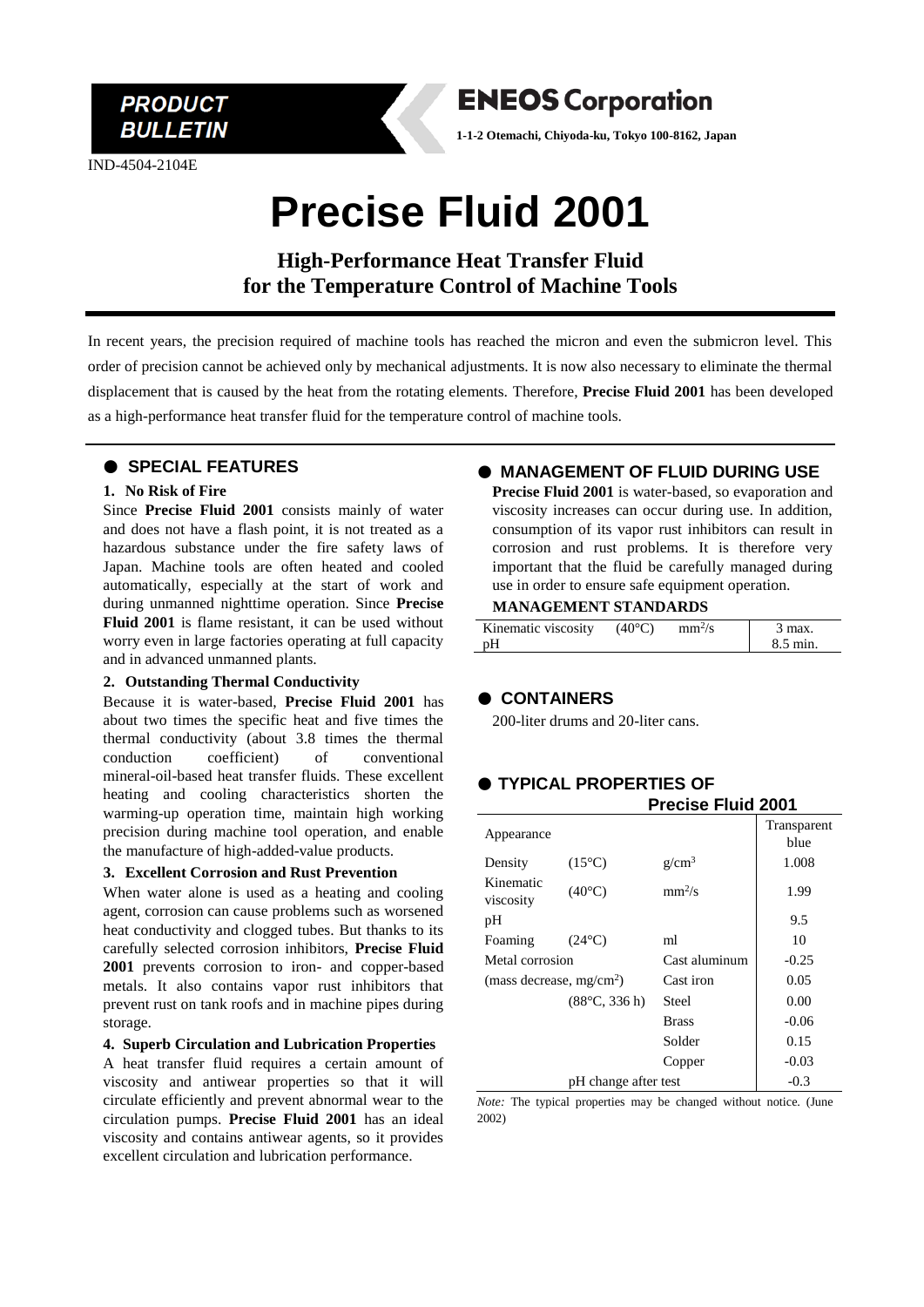PRODUCT BULLETIN

**ENEOS Corporation**

**1-1-2 Otemachi, Chiyoda-ku, Tokyo 100-8162, Japan**

IND-4504-2104E

# Precise Fluid 2001

## High-Performance Heat Transfer Fluid for the Temperature Control of Machine Tools

In recent years, the precision required of machine tools has reached the micron and even the submicron level. This order of precision cannot be achieved only by mechanical adjustments. It is now also necessary to eliminate the thermal displacement that is caused by the heat from the rotating elements. Therefore, **Precise Fluid 2001** has been developed as a high-performance heat transfer fluid for the temperature control of machine tools.

## ● SPECIAL FEATURES

**1. No Risk of Fire**

Since **Precise Fluid 2001** consists mainly of water and does not have a flash point, it is not treated as a hazardous substance under the fire safety laws of Japan. Machine tools are often heated and cooled automatically, especially at the start of work and during unmanned nighttime operation. Since **Precise Fluid 2001** is flame resistant, it can be used without worry even in large factories operating at full capacity and in advanced unmanned plants.

**2. Outstanding Thermal Conductivity**

Because it is water-based, **Precise Fluid 2001** has about two times the specific heat and five times the thermal conductivity (about 3.8 times the thermal conduction coefficient) of conventional mineral-oil-based heat transfer fluids. These excellent heating and cooling characteristics shorten the warming-up operation time, maintain high working precision during machine tool operation, and enable the manufacture of high-added-value products.

**3. Excellent Corrosion and Rust Prevention**

When water alone is used as a heating and cooling agent, corrosion can cause problems such as worsened heat conductivity and clogged tubes. But thanks to its carefully selected corrosion inhibitors, **Precise Fluid 2001** prevents corrosion to iron- and copper-based metals. It also contains vapor rust inhibitors that prevent rust on tank roofs and in machine pipes during storage.

**4. Superb Circulation and Lubrication Properties**

A heat transfer fluid requires a certain amount of viscosity and antiwear properties so that it will circulate efficiently and prevent abnormal wear to the circulation pumps. **Precise Fluid 2001** has an ideal viscosity and contains antiwear agents, so it provides excellent circulation and lubrication performance.

## ● MANAGEMENT OF FLUID DURING USE

**Precise Fluid 2001** is water-based, so evaporation and viscosity increases can occur during use. In addition, consumption of its vapor rust inhibitors can result in corrosion and rust problems. It is therefore very important that the fluid be carefully managed during use in order to ensure safe equipment operation.

**MANAGEMENT STANDARDS**

| | | | |
|---|---|---|---|
| Kinematic viscosity | (40°C) | $mm^2/s$ | 3 max. |
| pH | | | 8.5 min. |

## ● CONTAINERS

200-liter drums and 20-liter cans.

## ● TYPICAL PROPERTIES OF Precise Fluid 2001

| | | | |
|---|---|---|---|
| Appearance | | | Transparent blue |
| Density | (15°C) | $g/cm^3$ | 1.008 |
| Kinematic viscosity | (40°C) | $mm^2/s$ | 1.99 |
| pH | | | 9.5 |
| Foaming | (24°C) | ml | 10 |
| Metal corrosion | | Cast aluminum | -0.25 |
| (mass decrease, $mg/cm^2$) | | Cast iron | 0.05 |
| | (88°C, 336 h) | Steel | 0.00 |
| | | Brass | -0.06 |
| | | Solder | 0.15 |
| | | Copper | -0.03 |
| pH change after test | | | -0.3 |

*Note:* The typical properties may be changed without notice. (June 2002)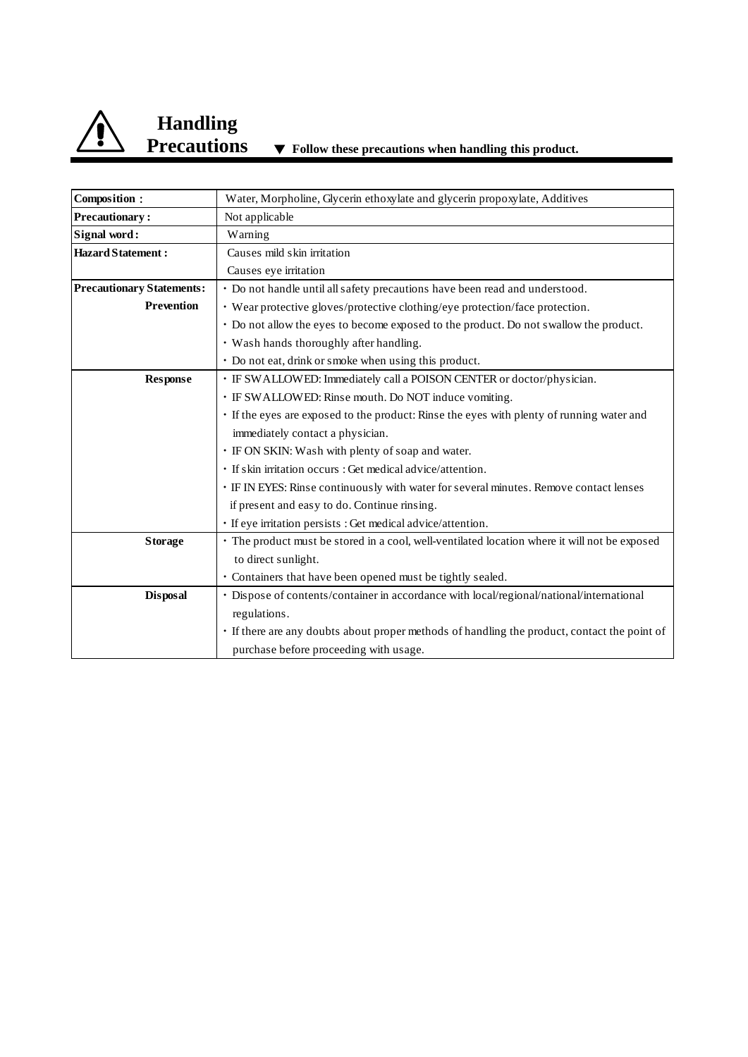# Handling Precautions

▼ **Follow these precautions when handling this product.**

| | |
|---|---|
| **Composition :** | Water, Morpholine, Glycerin ethoxylate and glycerin propoxylate, Additives |
| **Precautionary :** | Not applicable |
| **Signal word :** | Warning |
| **Hazard Statement :** | Causes mild skin irritation<br>Causes eye irritation |
| **Precautionary Statements:**<br>**Prevention** | ・Do not handle until all safety precautions have been read and understood.<br>・Wear protective gloves/protective clothing/eye protection/face protection.<br>・Do not allow the eyes to become exposed to the product. Do not swallow the product.<br>・Wash hands thoroughly after handling.<br>・Do not eat, drink or smoke when using this product. |
| **Response** | ・IF SWALLOWED: Immediately call a POISON CENTER or doctor/physician.<br>・IF SWALLOWED: Rinse mouth. Do NOT induce vomiting.<br>・If the eyes are exposed to the product: Rinse the eyes with plenty of running water and immediately contact a physician.<br>・IF ON SKIN: Wash with plenty of soap and water.<br>・If skin irritation occurs : Get medical advice/attention.<br>・IF IN EYES: Rinse continuously with water for several minutes. Remove contact lenses if present and easy to do. Continue rinsing.<br>・If eye irritation persists : Get medical advice/attention. |
| **Storage** | ・The product must be stored in a cool, well-ventilated location where it will not be exposed to direct sunlight.<br>・Containers that have been opened must be tightly sealed. |
| **Disposal** | ・Dispose of contents/container in accordance with local/regional/national/international regulations.<br>・If there are any doubts about proper methods of handling the product, contact the point of purchase before proceeding with usage. |